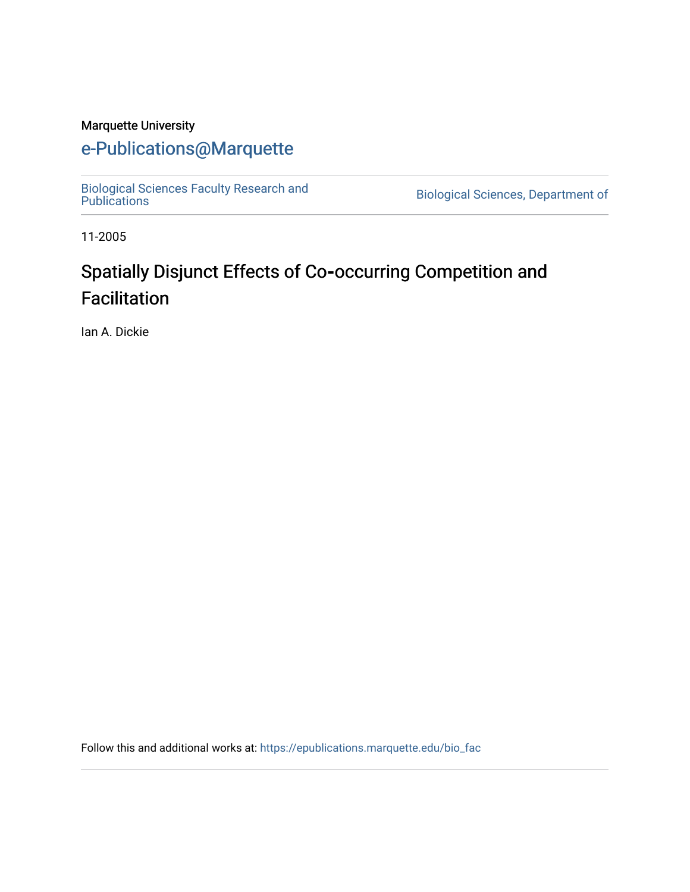Marquette University

# e-Publications@Marquette

Biological Sciences Faculty Research and Publications

Biological Sciences, Department of

11-2005

## Spatially Disjunct Effects of Co-occurring Competition and Facilitation

Ian A. Dickie

Follow this and additional works at: https://epublications.marquette.edu/bio_fac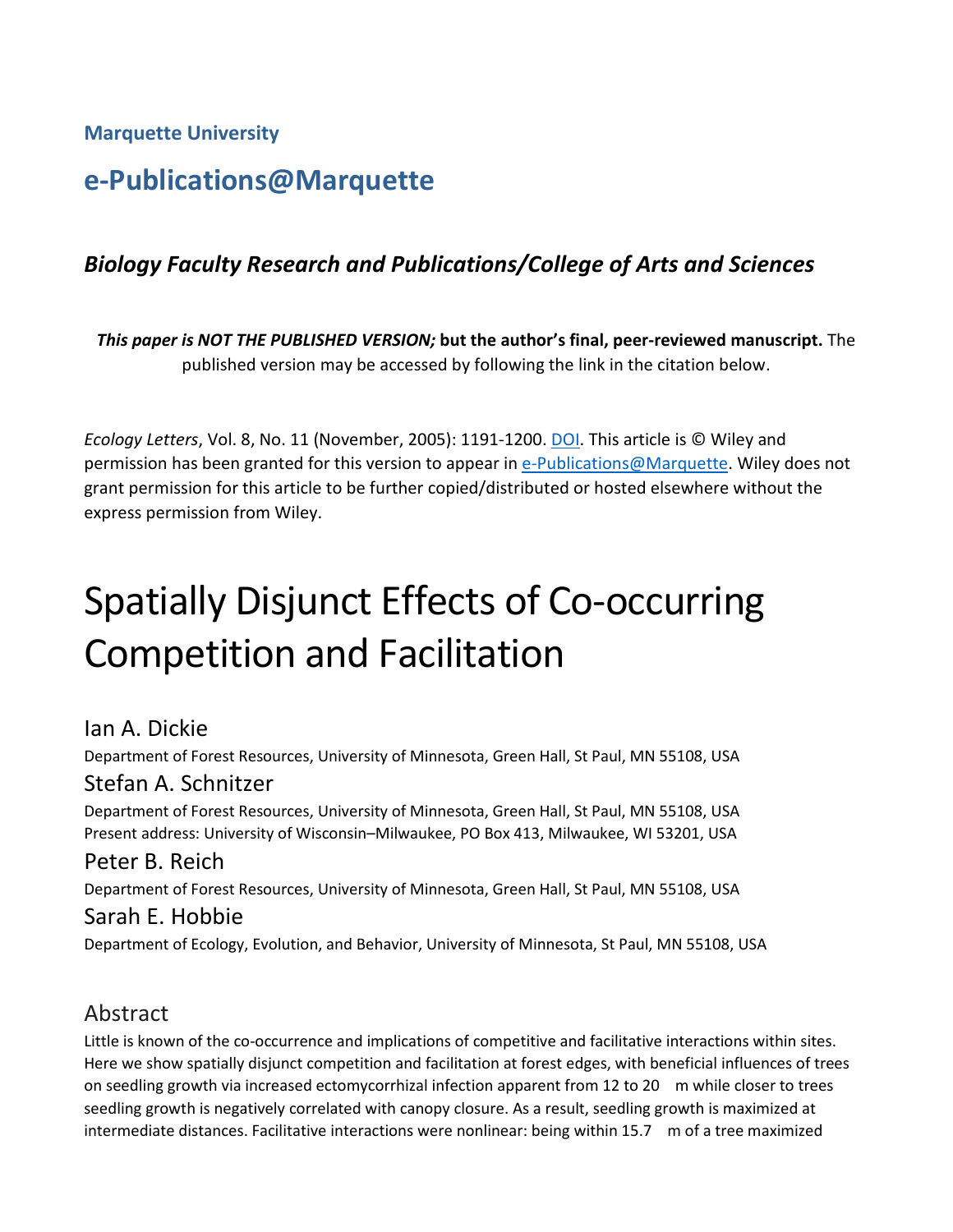**Marquette University**

## e-Publications@Marquette

### *Biology Faculty Research and Publications/College of Arts and Sciences*

***This paper is NOT THE PUBLISHED VERSION;* but the author's final, peer-reviewed manuscript.** The published version may be accessed by following the link in the citation below.

*Ecology Letters*, Vol. 8, No. 11 (November, 2005): 1191-1200. DOI. This article is © Wiley and permission has been granted for this version to appear in e-Publications@Marquette. Wiley does not grant permission for this article to be further copied/distributed or hosted elsewhere without the express permission from Wiley.

# Spatially Disjunct Effects of Co-occurring Competition and Facilitation

Ian A. Dickie
Department of Forest Resources, University of Minnesota, Green Hall, St Paul, MN 55108, USA

Stefan A. Schnitzer
Department of Forest Resources, University of Minnesota, Green Hall, St Paul, MN 55108, USA
Present address: University of Wisconsin–Milwaukee, PO Box 413, Milwaukee, WI 53201, USA

Peter B. Reich
Department of Forest Resources, University of Minnesota, Green Hall, St Paul, MN 55108, USA

Sarah E. Hobbie
Department of Ecology, Evolution, and Behavior, University of Minnesota, St Paul, MN 55108, USA

## Abstract

Little is known of the co-occurrence and implications of competitive and facilitative interactions within sites. Here we show spatially disjunct competition and facilitation at forest edges, with beneficial influences of trees on seedling growth via increased ectomycorrhizal infection apparent from 12 to 20 m while closer to trees seedling growth is negatively correlated with canopy closure. As a result, seedling growth is maximized at intermediate distances. Facilitative interactions were nonlinear: being within 15.7 m of a tree maximized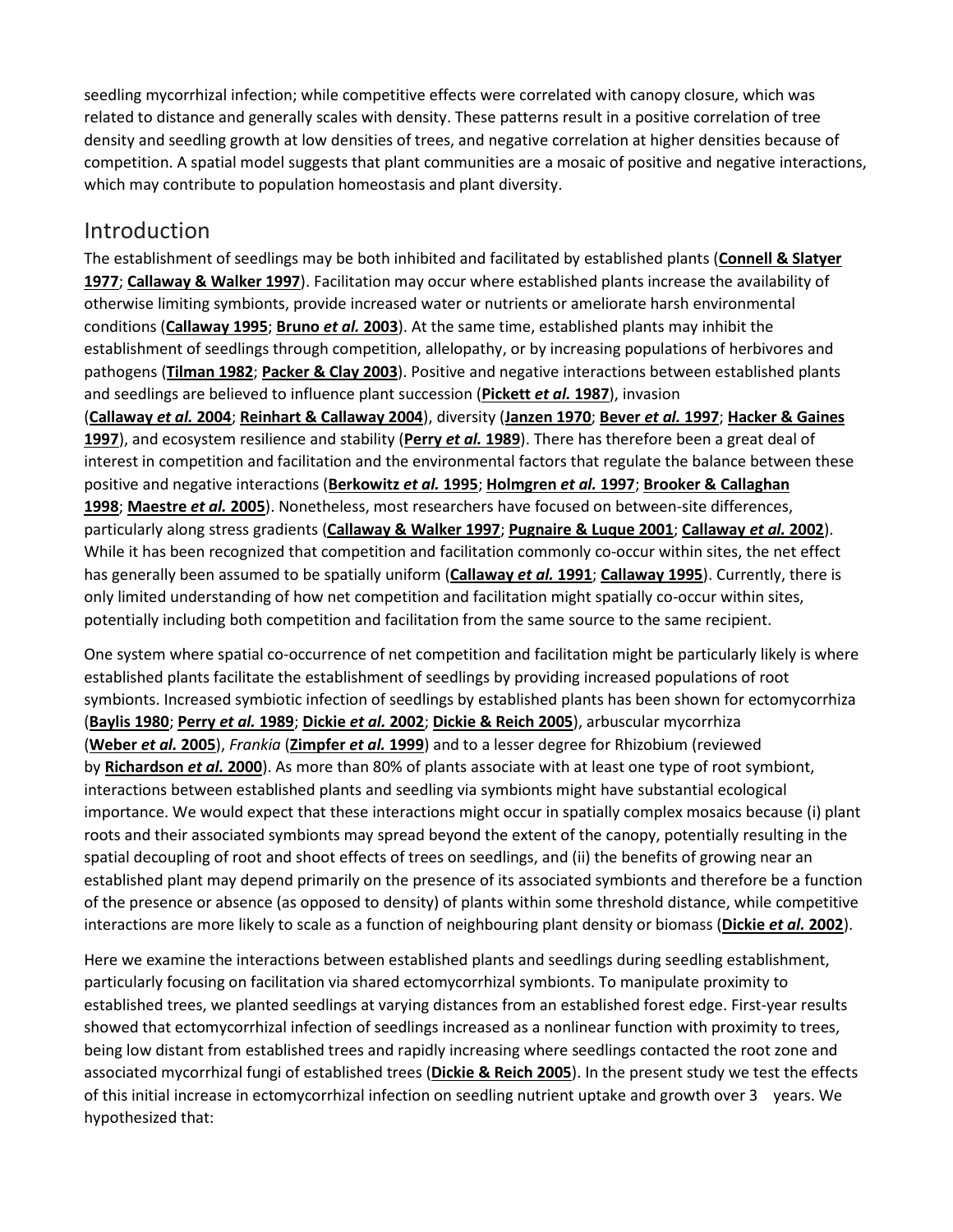seedling mycorrhizal infection; while competitive effects were correlated with canopy closure, which was related to distance and generally scales with density. These patterns result in a positive correlation of tree density and seedling growth at low densities of trees, and negative correlation at higher densities because of competition. A spatial model suggests that plant communities are a mosaic of positive and negative interactions, which may contribute to population homeostasis and plant diversity.

## Introduction

The establishment of seedlings may be both inhibited and facilitated by established plants (**Connell & Slatyer 1977**; **Callaway & Walker 1997**). Facilitation may occur where established plants increase the availability of otherwise limiting symbionts, provide increased water or nutrients or ameliorate harsh environmental conditions (**Callaway 1995**; **Bruno *et al.* 2003**). At the same time, established plants may inhibit the establishment of seedlings through competition, allelopathy, or by increasing populations of herbivores and pathogens (**Tilman 1982**; **Packer & Clay 2003**). Positive and negative interactions between established plants and seedlings are believed to influence plant succession (**Pickett *et al.* 1987**), invasion (**Callaway *et al.* 2004**; **Reinhart & Callaway 2004**), diversity (**Janzen 1970**; **Bever *et al.* 1997**; **Hacker & Gaines 1997**), and ecosystem resilience and stability (**Perry *et al.* 1989**). There has therefore been a great deal of interest in competition and facilitation and the environmental factors that regulate the balance between these positive and negative interactions (**Berkowitz *et al.* 1995**; **Holmgren *et al.* 1997**; **Brooker & Callaghan 1998**; **Maestre *et al.* 2005**). Nonetheless, most researchers have focused on between-site differences, particularly along stress gradients (**Callaway & Walker 1997**; **Pugnaire & Luque 2001**; **Callaway *et al.* 2002**). While it has been recognized that competition and facilitation commonly co-occur within sites, the net effect has generally been assumed to be spatially uniform (**Callaway *et al.* 1991**; **Callaway 1995**). Currently, there is only limited understanding of how net competition and facilitation might spatially co-occur within sites, potentially including both competition and facilitation from the same source to the same recipient.

One system where spatial co-occurrence of net competition and facilitation might be particularly likely is where established plants facilitate the establishment of seedlings by providing increased populations of root symbionts. Increased symbiotic infection of seedlings by established plants has been shown for ectomycorrhiza (**Baylis 1980**; **Perry *et al.* 1989**; **Dickie *et al.* 2002**; **Dickie & Reich 2005**), arbuscular mycorrhiza (**Weber *et al.* 2005**), *Frankia* (**Zimpfer *et al.* 1999**) and to a lesser degree for Rhizobium (reviewed by **Richardson *et al.* 2000**). As more than 80% of plants associate with at least one type of root symbiont, interactions between established plants and seedling via symbionts might have substantial ecological importance. We would expect that these interactions might occur in spatially complex mosaics because (i) plant roots and their associated symbionts may spread beyond the extent of the canopy, potentially resulting in the spatial decoupling of root and shoot effects of trees on seedlings, and (ii) the benefits of growing near an established plant may depend primarily on the presence of its associated symbionts and therefore be a function of the presence or absence (as opposed to density) of plants within some threshold distance, while competitive interactions are more likely to scale as a function of neighbouring plant density or biomass (**Dickie *et al.* 2002**).

Here we examine the interactions between established plants and seedlings during seedling establishment, particularly focusing on facilitation via shared ectomycorrhizal symbionts. To manipulate proximity to established trees, we planted seedlings at varying distances from an established forest edge. First-year results showed that ectomycorrhizal infection of seedlings increased as a nonlinear function with proximity to trees, being low distant from established trees and rapidly increasing where seedlings contacted the root zone and associated mycorrhizal fungi of established trees (**Dickie & Reich 2005**). In the present study we test the effects of this initial increase in ectomycorrhizal infection on seedling nutrient uptake and growth over 3 years. We hypothesized that: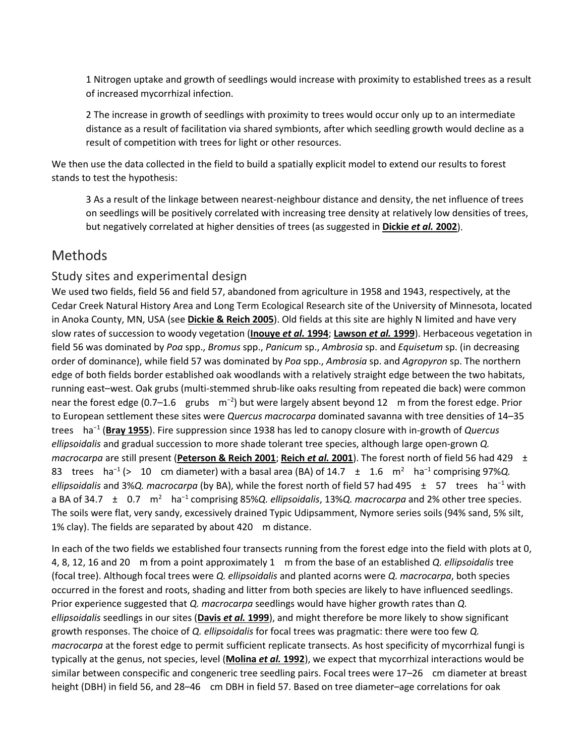1 Nitrogen uptake and growth of seedlings would increase with proximity to established trees as a result of increased mycorrhizal infection.

2 The increase in growth of seedlings with proximity to trees would occur only up to an intermediate distance as a result of facilitation via shared symbionts, after which seedling growth would decline as a result of competition with trees for light or other resources.

We then use the data collected in the field to build a spatially explicit model to extend our results to forest stands to test the hypothesis:

3 As a result of the linkage between nearest-neighbour distance and density, the net influence of trees on seedlings will be positively correlated with increasing tree density at relatively low densities of trees, but negatively correlated at higher densities of trees (as suggested in **Dickie *et al.* 2002**).

# Methods

## Study sites and experimental design

We used two fields, field 56 and field 57, abandoned from agriculture in 1958 and 1943, respectively, at the Cedar Creek Natural History Area and Long Term Ecological Research site of the University of Minnesota, located in Anoka County, MN, USA (see **Dickie & Reich 2005**). Old fields at this site are highly N limited and have very slow rates of succession to woody vegetation (**Inouye *et al.* 1994**; **Lawson *et al.* 1999**). Herbaceous vegetation in field 56 was dominated by *Poa* spp., *Bromus* spp., *Panicum* sp., *Ambrosia* sp. and *Equisetum* sp. (in decreasing order of dominance), while field 57 was dominated by *Poa* spp., *Ambrosia* sp. and *Agropyron* sp. The northern edge of both fields border established oak woodlands with a relatively straight edge between the two habitats, running east–west. Oak grubs (multi-stemmed shrub-like oaks resulting from repeated die back) were common near the forest edge (0.7–1.6 grubs $m^{-2}$) but were largely absent beyond 12 m from the forest edge. Prior to European settlement these sites were *Quercus macrocarpa* dominated savanna with tree densities of 14–35 trees $ha^{-1}$ (**Bray 1955**). Fire suppression since 1938 has led to canopy closure with in-growth of *Quercus ellipsoidalis* and gradual succession to more shade tolerant tree species, although large open-grown *Q. macrocarpa* are still present (**Peterson & Reich 2001**; **Reich *et al.* 2001**). The forest north of field 56 had 429 ± 83 trees $ha^{-1}$ (> 10 cm diameter) with a basal area (BA) of 14.7 ± 1.6 $m^2$ $ha^{-1}$ comprising 97%*Q. ellipsoidalis* and 3%*Q. macrocarpa* (by BA), while the forest north of field 57 had 495 ± 57 trees $ha^{-1}$ with a BA of 34.7 ± 0.7 $m^2$ $ha^{-1}$ comprising 85%*Q. ellipsoidalis*, 13%*Q. macrocarpa* and 2% other tree species. The soils were flat, very sandy, excessively drained Typic Udipsamment, Nymore series soils (94% sand, 5% silt, 1% clay). The fields are separated by about 420 m distance.

In each of the two fields we established four transects running from the forest edge into the field with plots at 0, 4, 8, 12, 16 and 20 m from a point approximately 1 m from the base of an established *Q. ellipsoidalis* tree (focal tree). Although focal trees were *Q. ellipsoidalis* and planted acorns were *Q. macrocarpa*, both species occurred in the forest and roots, shading and litter from both species are likely to have influenced seedlings. Prior experience suggested that *Q. macrocarpa* seedlings would have higher growth rates than *Q. ellipsoidalis* seedlings in our sites (**Davis *et al.* 1999**), and might therefore be more likely to show significant growth responses. The choice of *Q. ellipsoidalis* for focal trees was pragmatic: there were too few *Q. macrocarpa* at the forest edge to permit sufficient replicate transects. As host specificity of mycorrhizal fungi is typically at the genus, not species, level (**Molina *et al.* 1992**), we expect that mycorrhizal interactions would be similar between conspecific and congeneric tree seedling pairs. Focal trees were 17–26 cm diameter at breast height (DBH) in field 56, and 28–46 cm DBH in field 57. Based on tree diameter–age correlations for oak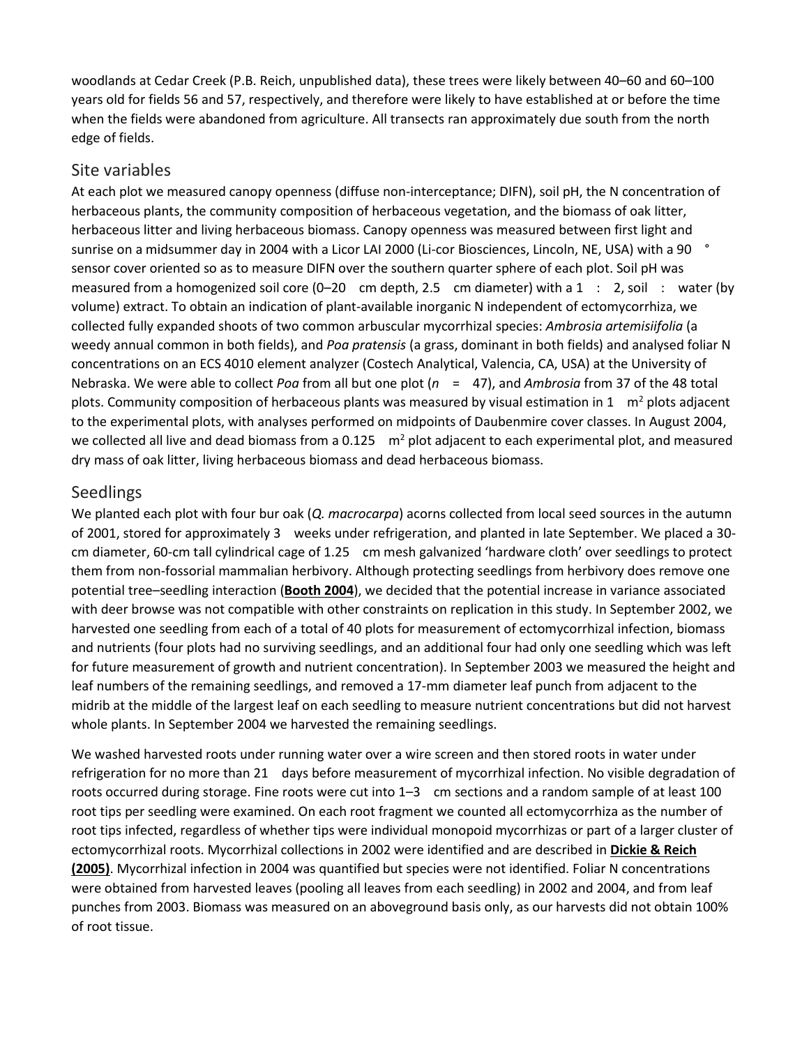woodlands at Cedar Creek (P.B. Reich, unpublished data), these trees were likely between 40–60 and 60–100 years old for fields 56 and 57, respectively, and therefore were likely to have established at or before the time when the fields were abandoned from agriculture. All transects ran approximately due south from the north edge of fields.

## Site variables

At each plot we measured canopy openness (diffuse non-interceptance; DIFN), soil pH, the N concentration of herbaceous plants, the community composition of herbaceous vegetation, and the biomass of oak litter, herbaceous litter and living herbaceous biomass. Canopy openness was measured between first light and sunrise on a midsummer day in 2004 with a Licor LAI 2000 (Li-cor Biosciences, Lincoln, NE, USA) with a 90 ° sensor cover oriented so as to measure DIFN over the southern quarter sphere of each plot. Soil pH was measured from a homogenized soil core (0–20 cm depth, 2.5 cm diameter) with a 1 : 2, soil : water (by volume) extract. To obtain an indication of plant-available inorganic N independent of ectomycorrhiza, we collected fully expanded shoots of two common arbuscular mycorrhizal species: *Ambrosia artemisiifolia* (a weedy annual common in both fields), and *Poa pratensis* (a grass, dominant in both fields) and analysed foliar N concentrations on an ECS 4010 element analyzer (Costech Analytical, Valencia, CA, USA) at the University of Nebraska. We were able to collect *Poa* from all but one plot ($n = 47$), and *Ambrosia* from 37 of the 48 total plots. Community composition of herbaceous plants was measured by visual estimation in 1 $m^2$ plots adjacent to the experimental plots, with analyses performed on midpoints of Daubenmire cover classes. In August 2004, we collected all live and dead biomass from a 0.125 $m^2$ plot adjacent to each experimental plot, and measured dry mass of oak litter, living herbaceous biomass and dead herbaceous biomass.

## Seedlings

We planted each plot with four bur oak (*Q. macrocarpa*) acorns collected from local seed sources in the autumn of 2001, stored for approximately 3 weeks under refrigeration, and planted in late September. We placed a 30-cm diameter, 60-cm tall cylindrical cage of 1.25 cm mesh galvanized 'hardware cloth' over seedlings to protect them from non-fossorial mammalian herbivory. Although protecting seedlings from herbivory does remove one potential tree–seedling interaction (**Booth 2004**), we decided that the potential increase in variance associated with deer browse was not compatible with other constraints on replication in this study. In September 2002, we harvested one seedling from each of a total of 40 plots for measurement of ectomycorrhizal infection, biomass and nutrients (four plots had no surviving seedlings, and an additional four had only one seedling which was left for future measurement of growth and nutrient concentration). In September 2003 we measured the height and leaf numbers of the remaining seedlings, and removed a 17-mm diameter leaf punch from adjacent to the midrib at the middle of the largest leaf on each seedling to measure nutrient concentrations but did not harvest whole plants. In September 2004 we harvested the remaining seedlings.

We washed harvested roots under running water over a wire screen and then stored roots in water under refrigeration for no more than 21 days before measurement of mycorrhizal infection. No visible degradation of roots occurred during storage. Fine roots were cut into 1–3 cm sections and a random sample of at least 100 root tips per seedling were examined. On each root fragment we counted all ectomycorrhiza as the number of root tips infected, regardless of whether tips were individual monopoid mycorrhizas or part of a larger cluster of ectomycorrhizal roots. Mycorrhizal collections in 2002 were identified and are described in **Dickie & Reich (2005)**. Mycorrhizal infection in 2004 was quantified but species were not identified. Foliar N concentrations were obtained from harvested leaves (pooling all leaves from each seedling) in 2002 and 2004, and from leaf punches from 2003. Biomass was measured on an aboveground basis only, as our harvests did not obtain 100% of root tissue.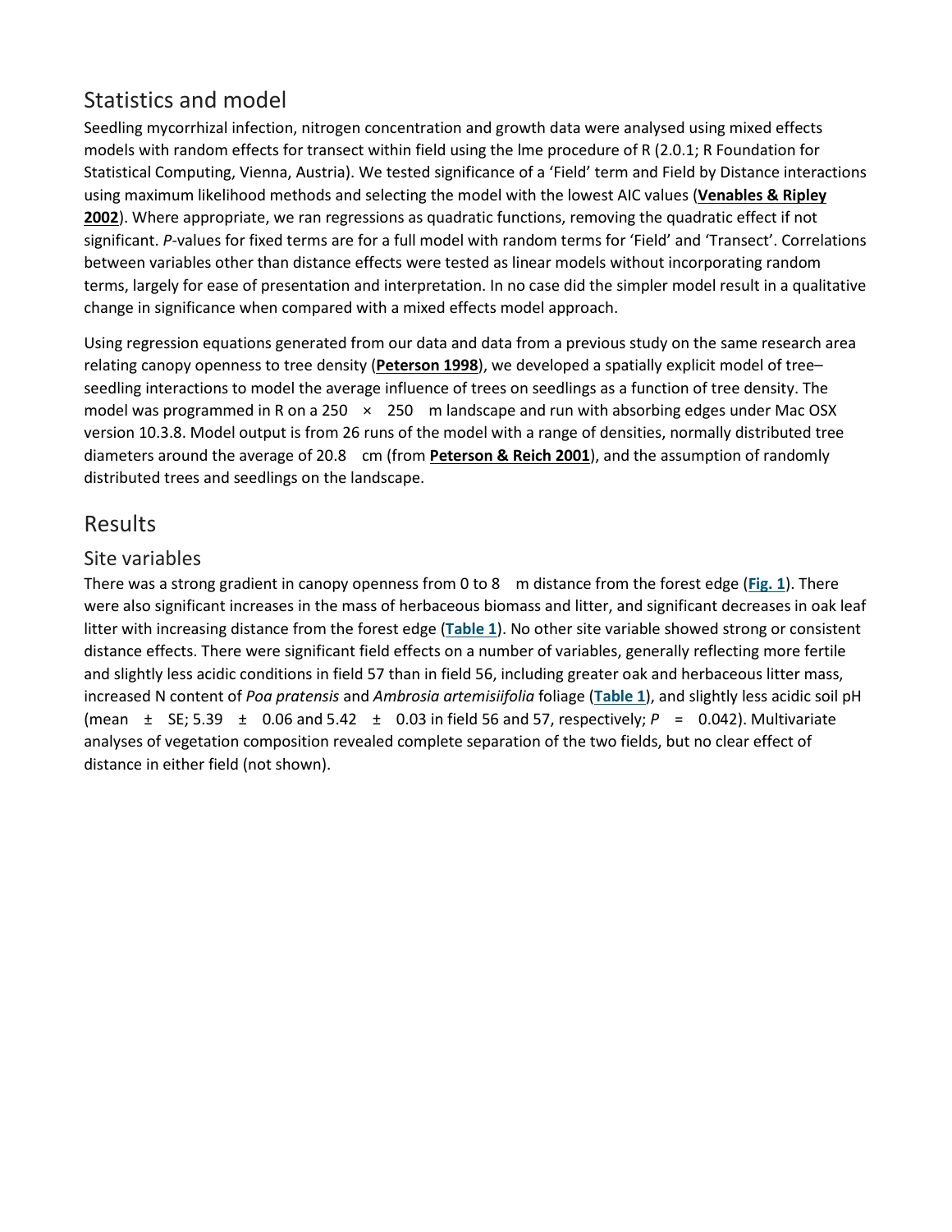## Statistics and model

Seedling mycorrhizal infection, nitrogen concentration and growth data were analysed using mixed effects models with random effects for transect within field using the lme procedure of R (2.0.1; R Foundation for Statistical Computing, Vienna, Austria). We tested significance of a 'Field' term and Field by Distance interactions using maximum likelihood methods and selecting the model with the lowest AIC values (**Venables & Ripley 2002**). Where appropriate, we ran regressions as quadratic functions, removing the quadratic effect if not significant. *P*-values for fixed terms are for a full model with random terms for 'Field' and 'Transect'. Correlations between variables other than distance effects were tested as linear models without incorporating random terms, largely for ease of presentation and interpretation. In no case did the simpler model result in a qualitative change in significance when compared with a mixed effects model approach.

Using regression equations generated from our data and data from a previous study on the same research area relating canopy openness to tree density (**Peterson 1998**), we developed a spatially explicit model of tree–seedling interactions to model the average influence of trees on seedlings as a function of tree density. The model was programmed in R on a 250 × 250 m landscape and run with absorbing edges under Mac OSX version 10.3.8. Model output is from 26 runs of the model with a range of densities, normally distributed tree diameters around the average of 20.8 cm (from **Peterson & Reich 2001**), and the assumption of randomly distributed trees and seedlings on the landscape.

# Results

## Site variables

There was a strong gradient in canopy openness from 0 to 8 m distance from the forest edge (**Fig. 1**). There were also significant increases in the mass of herbaceous biomass and litter, and significant decreases in oak leaf litter with increasing distance from the forest edge (**Table 1**). No other site variable showed strong or consistent distance effects. There were significant field effects on a number of variables, generally reflecting more fertile and slightly less acidic conditions in field 57 than in field 56, including greater oak and herbaceous litter mass, increased N content of *Poa pratensis* and *Ambrosia artemisiifolia* foliage (**Table 1**), and slightly less acidic soil pH (mean ± SE; 5.39 ± 0.06 and 5.42 ± 0.03 in field 56 and 57, respectively; $P = 0.042$). Multivariate analyses of vegetation composition revealed complete separation of the two fields, but no clear effect of distance in either field (not shown).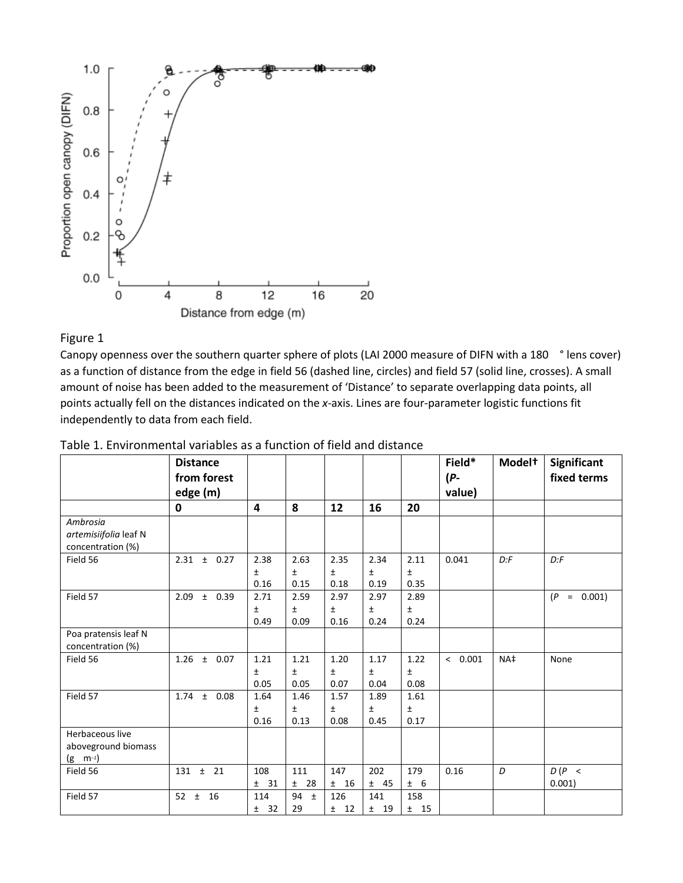Figure 1

Canopy openness over the southern quarter sphere of plots (LAI 2000 measure of DIFN with a 180 ° lens cover) as a function of distance from the edge in field 56 (dashed line, circles) and field 57 (solid line, crosses). A small amount of noise has been added to the measurement of 'Distance' to separate overlapping data points, all points actually fell on the distances indicated on the *x*-axis. Lines are four-parameter logistic functions fit independently to data from each field.

Table 1. Environmental variables as a function of field and distance

| | **Distance from forest edge (m)** | | | | | | **Field* (*P*-value)** | **Model†** | **Significant fixed terms** |
|---|---|---|---|---|---|---|---|---|---|
| | **0** | **4** | **8** | **12** | **16** | **20** | | | |
| *Ambrosia artemisiifolia* leaf N concentration (%) | | | | | | | | | |
| Field 56 | 2.31 ± 0.27 | 2.38 ± 0.16 | 2.63 ± 0.15 | 2.35 ± 0.18 | 2.34 ± 0.19 | 2.11 ± 0.35 | 0.041 | *D:F* | *D:F* |
| Field 57 | 2.09 ± 0.39 | 2.71 ± 0.49 | 2.59 ± 0.09 | 2.97 ± 0.16 | 2.97 ± 0.24 | 2.89 ± 0.24 | | | ($P$ = 0.001) |
| Poa pratensis leaf N concentration (%) | | | | | | | | | |
| Field 56 | 1.26 ± 0.07 | 1.21 ± 0.05 | 1.21 ± 0.05 | 1.20 ± 0.07 | 1.17 ± 0.04 | 1.22 ± 0.08 | < 0.001 | NA‡ | None |
| Field 57 | 1.74 ± 0.08 | 1.64 ± 0.16 | 1.46 ± 0.13 | 1.57 ± 0.08 | 1.89 ± 0.45 | 1.61 ± 0.17 | | | |
| Herbaceous live aboveground biomass (g m$^{-2}$) | | | | | | | | | |
| Field 56 | 131 ± 21 | 108 ± 31 | 111 ± 28 | 147 ± 16 | 202 ± 45 | 179 ± 6 | 0.16 | *D* | *D* ($P$ < 0.001) |
| Field 57 | 52 ± 16 | 114 ± 32 | 94 ± 29 | 126 ± 12 | 141 ± 19 | 158 ± 15 | | | |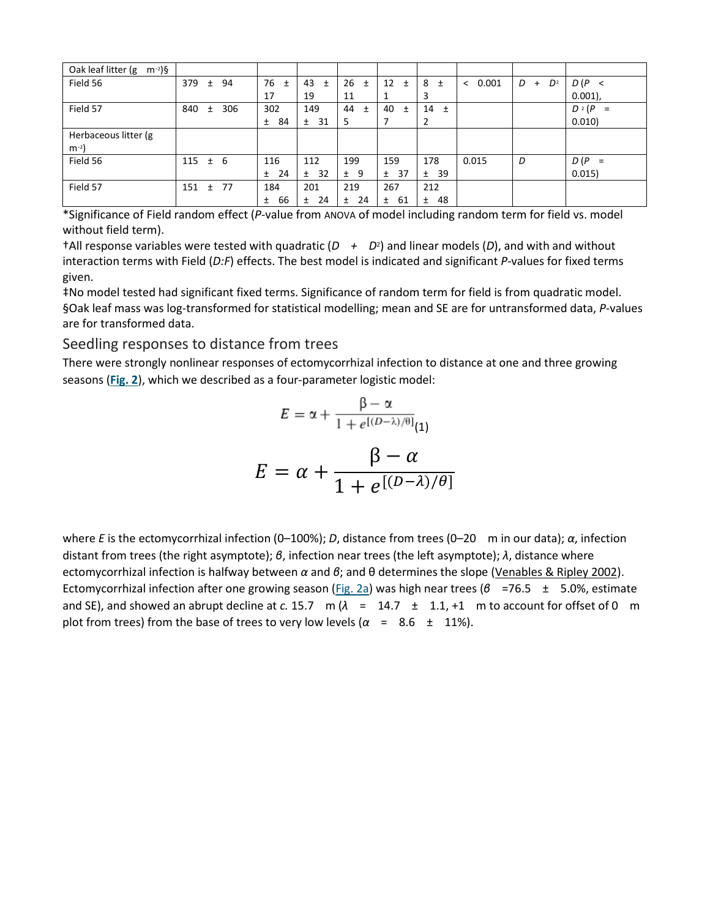| Oak leaf litter (g m$^{-2}$)§ | | | | | | | | | |
|---|---|---|---|---|---|---|---|---|---|
| Field 56 | 379 ± 94 | 76 ± 17 | 43 ± 19 | 26 ± 11 | 12 ± 1 | 8 ± 3 | < 0.001 | $D + D^2$ | $D$ ($P < 0.001$), |
| Field 57 | 840 ± 306 | 302 ± 84 | 149 ± 31 | 44 ± 5 | 40 ± 7 | 14 ± 2 | | | $D^2$ ($P = 0.010$) |
| Herbaceous litter (g m$^{-2}$) | | | | | | | | | |
| Field 56 | 115 ± 6 | 116 ± 24 | 112 ± 32 | 199 ± 9 | 159 ± 37 | 178 ± 39 | 0.015 | $D$ | $D$ ($P = 0.015$) |
| Field 57 | 151 ± 77 | 184 ± 66 | 201 ± 24 | 219 ± 24 | 267 ± 61 | 212 ± 48 | | | |

*Significance of Field random effect ($P$-value from ANOVA of model including random term for field vs. model without field term).

†All response variables were tested with quadratic ($D + D^2$) and linear models ($D$), and with and without interaction terms with Field ($D{:}F$) effects. The best model is indicated and significant $P$-values for fixed terms given.

‡No model tested had significant fixed terms. Significance of random term for field is from quadratic model.

§Oak leaf mass was log-transformed for statistical modelling; mean and SE are for untransformed data, $P$-values are for transformed data.

## Seedling responses to distance from trees

There were strongly nonlinear responses of ectomycorrhizal infection to distance at one and three growing seasons (**Fig. 2**), which we described as a four-parameter logistic model:

$$E = \alpha + \frac{\beta - \alpha}{1 + e^{[(D-\lambda)/\theta]}} \quad (1)$$

where $E$ is the ectomycorrhizal infection (0–100%); $D$, distance from trees (0–20 m in our data); $\alpha$, infection distant from trees (the right asymptote); $\beta$, infection near trees (the left asymptote); $\lambda$, distance where ectomycorrhizal infection is halfway between $\alpha$ and $\beta$; and $\theta$ determines the slope (Venables & Ripley 2002). Ectomycorrhizal infection after one growing season (Fig. 2a) was high near trees ($\beta = 76.5 \pm 5.0\%$, estimate and SE), and showed an abrupt decline at *c.* 15.7 m ($\lambda = 14.7 \pm 1.1$, +1 m to account for offset of 0 m plot from trees) from the base of trees to very low levels ($\alpha = 8.6 \pm 11\%$).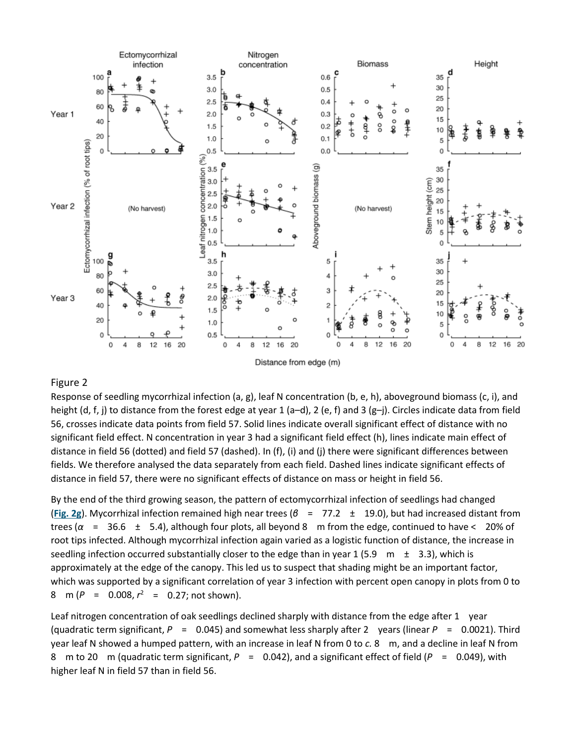Figure 2

Response of seedling mycorrhizal infection (a, g), leaf N concentration (b, e, h), aboveground biomass (c, i), and height (d, f, j) to distance from the forest edge at year 1 (a–d), 2 (e, f) and 3 (g–j). Circles indicate data from field 56, crosses indicate data points from field 57. Solid lines indicate overall significant effect of distance with no significant field effect. N concentration in year 3 had a significant field effect (h), lines indicate main effect of distance in field 56 (dotted) and field 57 (dashed). In (f), (i) and (j) there were significant differences between fields. We therefore analysed the data separately from each field. Dashed lines indicate significant effects of distance in field 57, there were no significant effects of distance on mass or height in field 56.

By the end of the third growing season, the pattern of ectomycorrhizal infection of seedlings had changed (Fig. 2g). Mycorrhizal infection remained high near trees ($\beta$ = 77.2 ± 19.0), but had increased distant from trees ($\alpha$ = 36.6 ± 5.4), although four plots, all beyond 8 m from the edge, continued to have < 20% of root tips infected. Although mycorrhizal infection again varied as a logistic function of distance, the increase in seedling infection occurred substantially closer to the edge than in year 1 (5.9 m ± 3.3), which is approximately at the edge of the canopy. This led us to suspect that shading might be an important factor, which was supported by a significant correlation of year 3 infection with percent open canopy in plots from 0 to 8 m ($P$ = 0.008, $r^2$ = 0.27; not shown).

Leaf nitrogen concentration of oak seedlings declined sharply with distance from the edge after 1 year (quadratic term significant, $P$ = 0.045) and somewhat less sharply after 2 years (linear $P$ = 0.0021). Third year leaf N showed a humped pattern, with an increase in leaf N from 0 to *c.* 8 m, and a decline in leaf N from 8 m to 20 m (quadratic term significant, $P$ = 0.042), and a significant effect of field ($P$ = 0.049), with higher leaf N in field 57 than in field 56.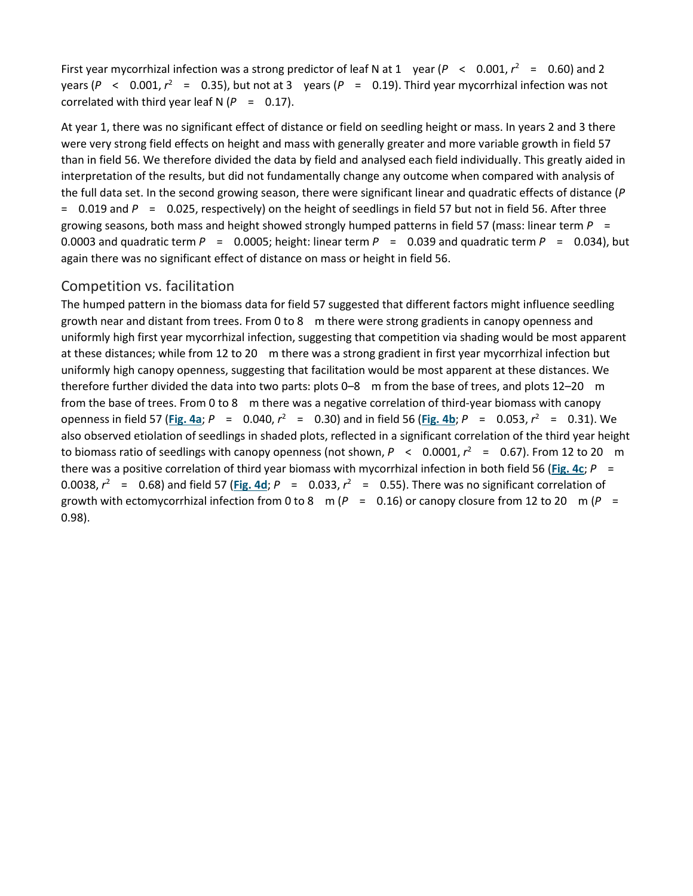First year mycorrhizal infection was a strong predictor of leaf N at 1 year ($P < 0.001$, $r^2 = 0.60$) and 2 years ($P < 0.001$, $r^2 = 0.35$), but not at 3 years ($P = 0.19$). Third year mycorrhizal infection was not correlated with third year leaf N ($P = 0.17$).

At year 1, there was no significant effect of distance or field on seedling height or mass. In years 2 and 3 there were very strong field effects on height and mass with generally greater and more variable growth in field 57 than in field 56. We therefore divided the data by field and analysed each field individually. This greatly aided in interpretation of the results, but did not fundamentally change any outcome when compared with analysis of the full data set. In the second growing season, there were significant linear and quadratic effects of distance ($P = 0.019$ and $P = 0.025$, respectively) on the height of seedlings in field 57 but not in field 56. After three growing seasons, both mass and height showed strongly humped patterns in field 57 (mass: linear term $P = 0.0003$ and quadratic term $P = 0.0005$; height: linear term $P = 0.039$ and quadratic term $P = 0.034$), but again there was no significant effect of distance on mass or height in field 56.

## Competition vs. facilitation

The humped pattern in the biomass data for field 57 suggested that different factors might influence seedling growth near and distant from trees. From 0 to 8 m there were strong gradients in canopy openness and uniformly high first year mycorrhizal infection, suggesting that competition via shading would be most apparent at these distances; while from 12 to 20 m there was a strong gradient in first year mycorrhizal infection but uniformly high canopy openness, suggesting that facilitation would be most apparent at these distances. We therefore further divided the data into two parts: plots 0–8 m from the base of trees, and plots 12–20 m from the base of trees. From 0 to 8 m there was a negative correlation of third-year biomass with canopy openness in field 57 (**Fig. 4a**; $P = 0.040$, $r^2 = 0.30$) and in field 56 (**Fig. 4b**; $P = 0.053$, $r^2 = 0.31$). We also observed etiolation of seedlings in shaded plots, reflected in a significant correlation of the third year height to biomass ratio of seedlings with canopy openness (not shown, $P < 0.0001$, $r^2 = 0.67$). From 12 to 20 m there was a positive correlation of third year biomass with mycorrhizal infection in both field 56 (**Fig. 4c**; $P = 0.0038$, $r^2 = 0.68$) and field 57 (**Fig. 4d**; $P = 0.033$, $r^2 = 0.55$). There was no significant correlation of growth with ectomycorrhizal infection from 0 to 8 m ($P = 0.16$) or canopy closure from 12 to 20 m ($P = 0.98$).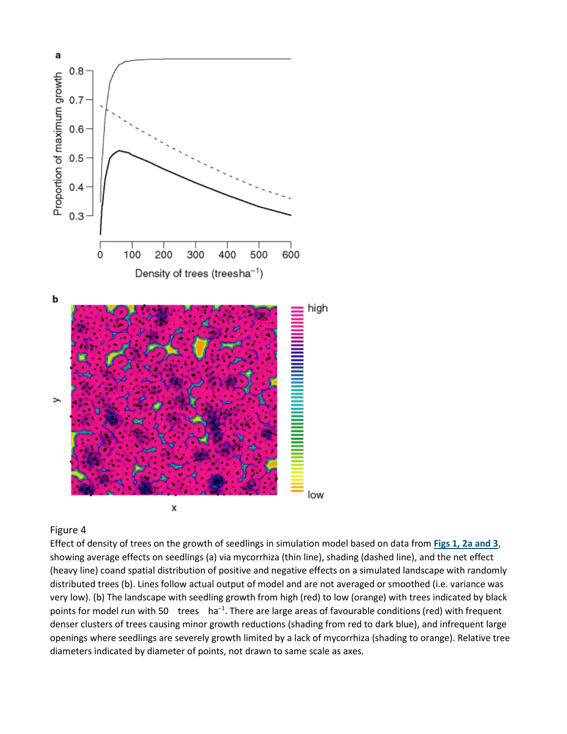Figure 4

Effect of density of trees on the growth of seedlings in simulation model based on data from **Figs 1, 2a and 3**, showing average effects on seedlings (a) via mycorrhiza (thin line), shading (dashed line), and the net effect (heavy line) coand spatial distribution of positive and negative effects on a simulated landscape with randomly distributed trees (b). Lines follow actual output of model and are not averaged or smoothed (i.e. variance was very low). (b) The landscape with seedling growth from high (red) to low (orange) with trees indicated by black points for model run with 50 trees ha$^{-1}$. There are large areas of favourable conditions (red) with frequent denser clusters of trees causing minor growth reductions (shading from red to dark blue), and infrequent large openings where seedlings are severely growth limited by a lack of mycorrhiza (shading to orange). Relative tree diameters indicated by diameter of points, not drawn to same scale as axes.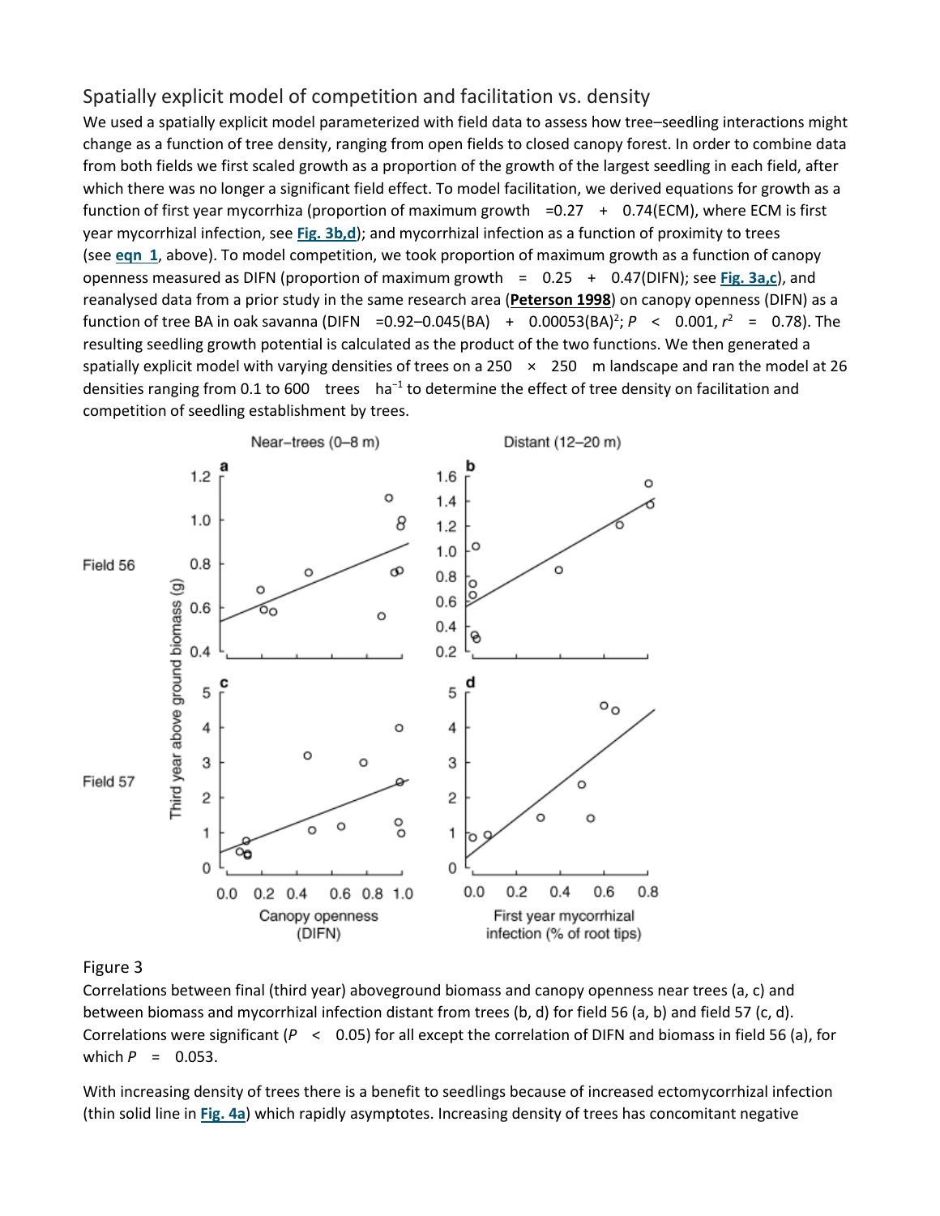## Spatially explicit model of competition and facilitation vs. density

We used a spatially explicit model parameterized with field data to assess how tree–seedling interactions might change as a function of tree density, ranging from open fields to closed canopy forest. In order to combine data from both fields we first scaled growth as a proportion of the growth of the largest seedling in each field, after which there was no longer a significant field effect. To model facilitation, we derived equations for growth as a function of first year mycorrhiza (proportion of maximum growth = 0.27 + 0.74(ECM), where ECM is first year mycorrhizal infection, see **Fig. 3b,d**); and mycorrhizal infection as a function of proximity to trees (see **eqn 1**, above). To model competition, we took proportion of maximum growth as a function of canopy openness measured as DIFN (proportion of maximum growth = 0.25 + 0.47(DIFN); see **Fig. 3a,c**), and reanalysed data from a prior study in the same research area (**Peterson 1998**) on canopy openness (DIFN) as a function of tree BA in oak savanna (DIFN $=0.92–0.045(\mathrm{BA}) + 0.00053(\mathrm{BA})^2$; $P < 0.001$, $r^2 = 0.78$). The resulting seedling growth potential is calculated as the product of the two functions. We then generated a spatially explicit model with varying densities of trees on a 250 × 250 m landscape and ran the model at 26 densities ranging from 0.1 to 600 trees $\mathrm{ha}^{-1}$ to determine the effect of tree density on facilitation and competition of seedling establishment by trees.

Figure 3

Correlations between final (third year) aboveground biomass and canopy openness near trees (a, c) and between biomass and mycorrhizal infection distant from trees (b, d) for field 56 (a, b) and field 57 (c, d). Correlations were significant ($P < 0.05$) for all except the correlation of DIFN and biomass in field 56 (a), for which $P = 0.053$.

With increasing density of trees there is a benefit to seedlings because of increased ectomycorrhizal infection (thin solid line in **Fig. 4a**) which rapidly asymptotes. Increasing density of trees has concomitant negative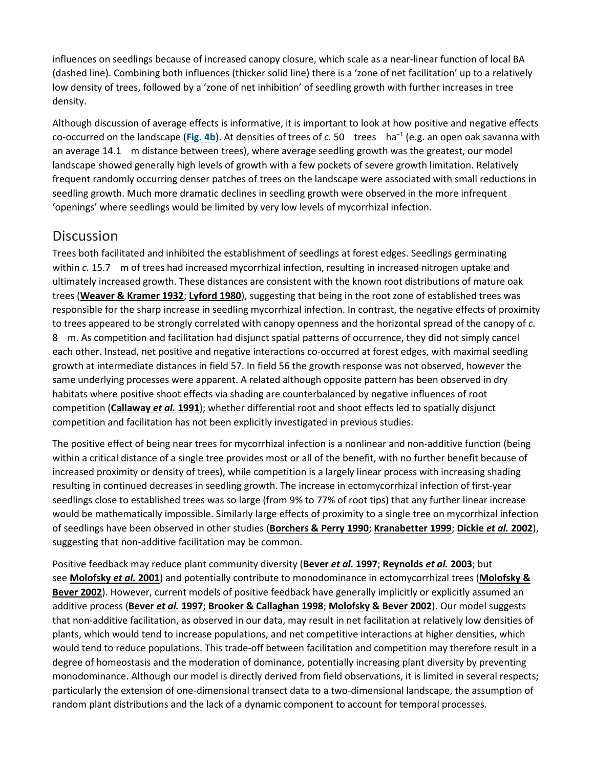influences on seedlings because of increased canopy closure, which scale as a near-linear function of local BA (dashed line). Combining both influences (thicker solid line) there is a 'zone of net facilitation' up to a relatively low density of trees, followed by a 'zone of net inhibition' of seedling growth with further increases in tree density.

Although discussion of average effects is informative, it is important to look at how positive and negative effects co-occurred on the landscape (**Fig. 4b**). At densities of trees of *c.* 50 trees ha$^{-1}$ (e.g. an open oak savanna with an average 14.1 m distance between trees), where average seedling growth was the greatest, our model landscape showed generally high levels of growth with a few pockets of severe growth limitation. Relatively frequent randomly occurring denser patches of trees on the landscape were associated with small reductions in seedling growth. Much more dramatic declines in seedling growth were observed in the more infrequent 'openings' where seedlings would be limited by very low levels of mycorrhizal infection.

## Discussion

Trees both facilitated and inhibited the establishment of seedlings at forest edges. Seedlings germinating within *c.* 15.7 m of trees had increased mycorrhizal infection, resulting in increased nitrogen uptake and ultimately increased growth. These distances are consistent with the known root distributions of mature oak trees (**Weaver & Kramer 1932**; **Lyford 1980**), suggesting that being in the root zone of established trees was responsible for the sharp increase in seedling mycorrhizal infection. In contrast, the negative effects of proximity to trees appeared to be strongly correlated with canopy openness and the horizontal spread of the canopy of *c*. 8 m. As competition and facilitation had disjunct spatial patterns of occurrence, they did not simply cancel each other. Instead, net positive and negative interactions co-occurred at forest edges, with maximal seedling growth at intermediate distances in field 57. In field 56 the growth response was not observed, however the same underlying processes were apparent. A related although opposite pattern has been observed in dry habitats where positive shoot effects via shading are counterbalanced by negative influences of root competition (**Callaway *et al.* 1991**); whether differential root and shoot effects led to spatially disjunct competition and facilitation has not been explicitly investigated in previous studies.

The positive effect of being near trees for mycorrhizal infection is a nonlinear and non-additive function (being within a critical distance of a single tree provides most or all of the benefit, with no further benefit because of increased proximity or density of trees), while competition is a largely linear process with increasing shading resulting in continued decreases in seedling growth. The increase in ectomycorrhizal infection of first-year seedlings close to established trees was so large (from 9% to 77% of root tips) that any further linear increase would be mathematically impossible. Similarly large effects of proximity to a single tree on mycorrhizal infection of seedlings have been observed in other studies (**Borchers & Perry 1990**; **Kranabetter 1999**; **Dickie *et al.* 2002**), suggesting that non-additive facilitation may be common.

Positive feedback may reduce plant community diversity (**Bever *et al.* 1997**; **Reynolds *et al.* 2003**; but see **Molofsky *et al.* 2001**) and potentially contribute to monodominance in ectomycorrhizal trees (**Molofsky & Bever 2002**). However, current models of positive feedback have generally implicitly or explicitly assumed an additive process (**Bever *et al.* 1997**; **Brooker & Callaghan 1998**; **Molofsky & Bever 2002**). Our model suggests that non-additive facilitation, as observed in our data, may result in net facilitation at relatively low densities of plants, which would tend to increase populations, and net competitive interactions at higher densities, which would tend to reduce populations. This trade-off between facilitation and competition may therefore result in a degree of homeostasis and the moderation of dominance, potentially increasing plant diversity by preventing monodominance. Although our model is directly derived from field observations, it is limited in several respects; particularly the extension of one-dimensional transect data to a two-dimensional landscape, the assumption of random plant distributions and the lack of a dynamic component to account for temporal processes.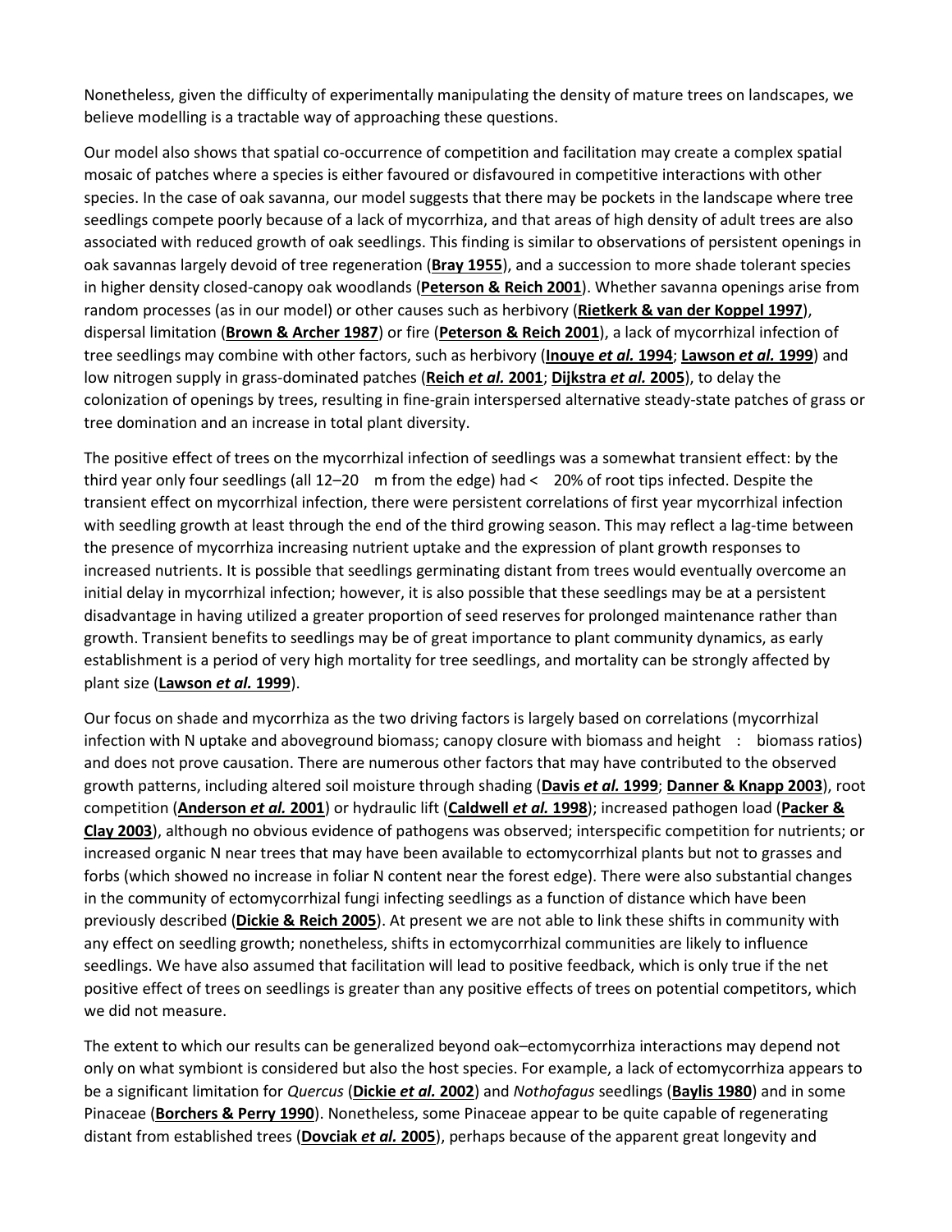Nonetheless, given the difficulty of experimentally manipulating the density of mature trees on landscapes, we believe modelling is a tractable way of approaching these questions.

Our model also shows that spatial co-occurrence of competition and facilitation may create a complex spatial mosaic of patches where a species is either favoured or disfavoured in competitive interactions with other species. In the case of oak savanna, our model suggests that there may be pockets in the landscape where tree seedlings compete poorly because of a lack of mycorrhiza, and that areas of high density of adult trees are also associated with reduced growth of oak seedlings. This finding is similar to observations of persistent openings in oak savannas largely devoid of tree regeneration (**Bray 1955**), and a succession to more shade tolerant species in higher density closed-canopy oak woodlands (**Peterson & Reich 2001**). Whether savanna openings arise from random processes (as in our model) or other causes such as herbivory (**Rietkerk & van der Koppel 1997**), dispersal limitation (**Brown & Archer 1987**) or fire (**Peterson & Reich 2001**), a lack of mycorrhizal infection of tree seedlings may combine with other factors, such as herbivory (**Inouye *et al.* 1994**; **Lawson *et al.* 1999**) and low nitrogen supply in grass-dominated patches (**Reich *et al.* 2001**; **Dijkstra *et al.* 2005**), to delay the colonization of openings by trees, resulting in fine-grain interspersed alternative steady-state patches of grass or tree domination and an increase in total plant diversity.

The positive effect of trees on the mycorrhizal infection of seedlings was a somewhat transient effect: by the third year only four seedlings (all 12–20 m from the edge) had < 20% of root tips infected. Despite the transient effect on mycorrhizal infection, there were persistent correlations of first year mycorrhizal infection with seedling growth at least through the end of the third growing season. This may reflect a lag-time between the presence of mycorrhiza increasing nutrient uptake and the expression of plant growth responses to increased nutrients. It is possible that seedlings germinating distant from trees would eventually overcome an initial delay in mycorrhizal infection; however, it is also possible that these seedlings may be at a persistent disadvantage in having utilized a greater proportion of seed reserves for prolonged maintenance rather than growth. Transient benefits to seedlings may be of great importance to plant community dynamics, as early establishment is a period of very high mortality for tree seedlings, and mortality can be strongly affected by plant size (**Lawson *et al.* 1999**).

Our focus on shade and mycorrhiza as the two driving factors is largely based on correlations (mycorrhizal infection with N uptake and aboveground biomass; canopy closure with biomass and height : biomass ratios) and does not prove causation. There are numerous other factors that may have contributed to the observed growth patterns, including altered soil moisture through shading (**Davis *et al.* 1999**; **Danner & Knapp 2003**), root competition (**Anderson *et al.* 2001**) or hydraulic lift (**Caldwell *et al.* 1998**); increased pathogen load (**Packer & Clay 2003**), although no obvious evidence of pathogens was observed; interspecific competition for nutrients; or increased organic N near trees that may have been available to ectomycorrhizal plants but not to grasses and forbs (which showed no increase in foliar N content near the forest edge). There were also substantial changes in the community of ectomycorrhizal fungi infecting seedlings as a function of distance which have been previously described (**Dickie & Reich 2005**). At present we are not able to link these shifts in community with any effect on seedling growth; nonetheless, shifts in ectomycorrhizal communities are likely to influence seedlings. We have also assumed that facilitation will lead to positive feedback, which is only true if the net positive effect of trees on seedlings is greater than any positive effects of trees on potential competitors, which we did not measure.

The extent to which our results can be generalized beyond oak–ectomycorrhiza interactions may depend not only on what symbiont is considered but also the host species. For example, a lack of ectomycorrhiza appears to be a significant limitation for *Quercus* (**Dickie *et al.* 2002**) and *Nothofagus* seedlings (**Baylis 1980**) and in some Pinaceae (**Borchers & Perry 1990**). Nonetheless, some Pinaceae appear to be quite capable of regenerating distant from established trees (**Dovciak *et al.* 2005**), perhaps because of the apparent great longevity and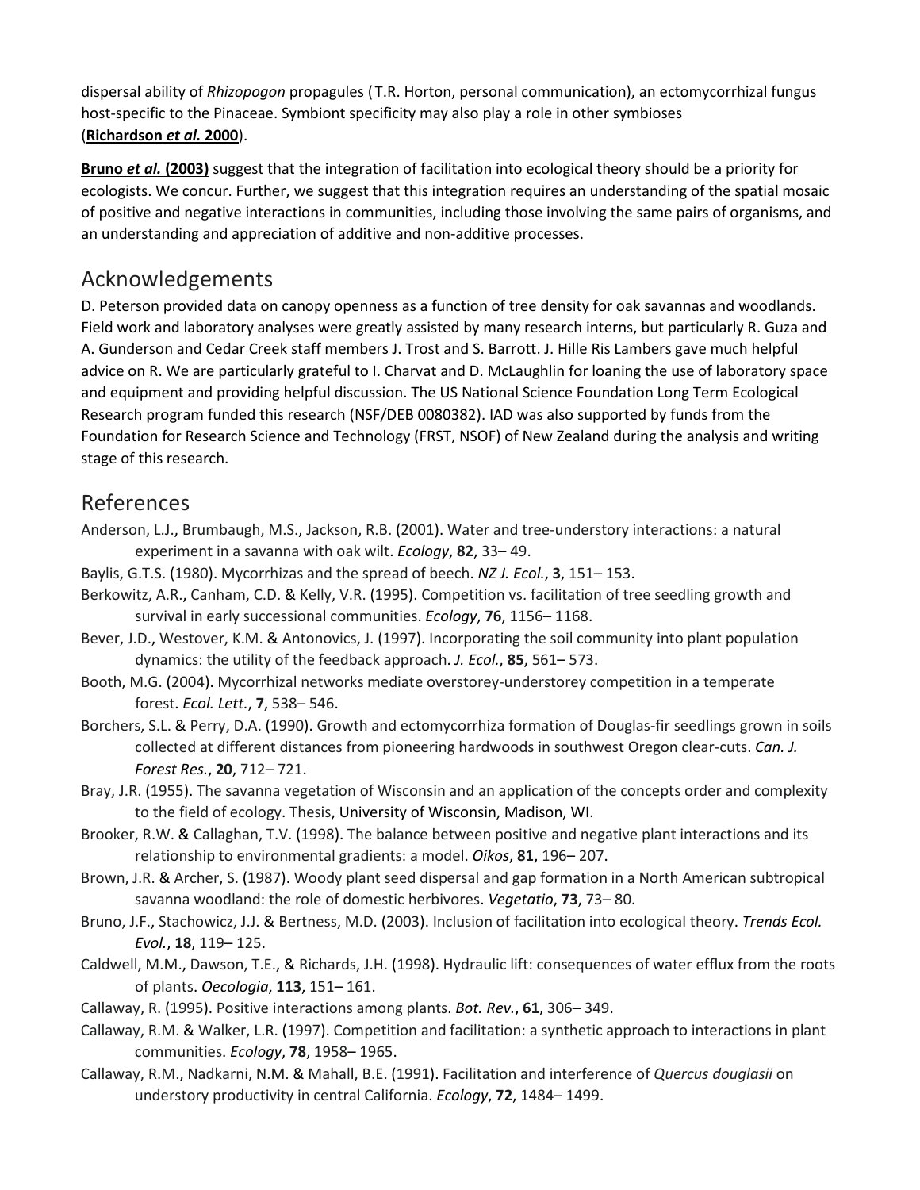dispersal ability of *Rhizopogon* propagules (T.R. Horton, personal communication), an ectomycorrhizal fungus host-specific to the Pinaceae. Symbiont specificity may also play a role in other symbioses (**Richardson *et al.* 2000**).

**Bruno *et al.* (2003)** suggest that the integration of facilitation into ecological theory should be a priority for ecologists. We concur. Further, we suggest that this integration requires an understanding of the spatial mosaic of positive and negative interactions in communities, including those involving the same pairs of organisms, and an understanding and appreciation of additive and non-additive processes.

## Acknowledgements

D. Peterson provided data on canopy openness as a function of tree density for oak savannas and woodlands. Field work and laboratory analyses were greatly assisted by many research interns, but particularly R. Guza and A. Gunderson and Cedar Creek staff members J. Trost and S. Barrott. J. Hille Ris Lambers gave much helpful advice on R. We are particularly grateful to I. Charvat and D. McLaughlin for loaning the use of laboratory space and equipment and providing helpful discussion. The US National Science Foundation Long Term Ecological Research program funded this research (NSF/DEB 0080382). IAD was also supported by funds from the Foundation for Research Science and Technology (FRST, NSOF) of New Zealand during the analysis and writing stage of this research.

## References

Anderson, L.J., Brumbaugh, M.S., Jackson, R.B. (2001). Water and tree-understory interactions: a natural experiment in a savanna with oak wilt. *Ecology*, **82**, 33– 49.

Baylis, G.T.S. (1980). Mycorrhizas and the spread of beech. *NZ J. Ecol.*, **3**, 151– 153.

Berkowitz, A.R., Canham, C.D. & Kelly, V.R. (1995). Competition vs. facilitation of tree seedling growth and survival in early successional communities. *Ecology*, **76**, 1156– 1168.

Bever, J.D., Westover, K.M. & Antonovics, J. (1997). Incorporating the soil community into plant population dynamics: the utility of the feedback approach. *J. Ecol.*, **85**, 561– 573.

Booth, M.G. (2004). Mycorrhizal networks mediate overstorey-understorey competition in a temperate forest. *Ecol. Lett.*, **7**, 538– 546.

Borchers, S.L. & Perry, D.A. (1990). Growth and ectomycorrhiza formation of Douglas-fir seedlings grown in soils collected at different distances from pioneering hardwoods in southwest Oregon clear-cuts. *Can. J. Forest Res.*, **20**, 712– 721.

Bray, J.R. (1955). The savanna vegetation of Wisconsin and an application of the concepts order and complexity to the field of ecology. Thesis, University of Wisconsin, Madison, WI.

Brooker, R.W. & Callaghan, T.V. (1998). The balance between positive and negative plant interactions and its relationship to environmental gradients: a model. *Oikos*, **81**, 196– 207.

Brown, J.R. & Archer, S. (1987). Woody plant seed dispersal and gap formation in a North American subtropical savanna woodland: the role of domestic herbivores. *Vegetatio*, **73**, 73– 80.

Bruno, J.F., Stachowicz, J.J. & Bertness, M.D. (2003). Inclusion of facilitation into ecological theory. *Trends Ecol. Evol.*, **18**, 119– 125.

Caldwell, M.M., Dawson, T.E., & Richards, J.H. (1998). Hydraulic lift: consequences of water efflux from the roots of plants. *Oecologia*, **113**, 151– 161.

Callaway, R. (1995). Positive interactions among plants. *Bot. Rev.*, **61**, 306– 349.

Callaway, R.M. & Walker, L.R. (1997). Competition and facilitation: a synthetic approach to interactions in plant communities. *Ecology*, **78**, 1958– 1965.

Callaway, R.M., Nadkarni, N.M. & Mahall, B.E. (1991). Facilitation and interference of *Quercus douglasii* on understory productivity in central California. *Ecology*, **72**, 1484– 1499.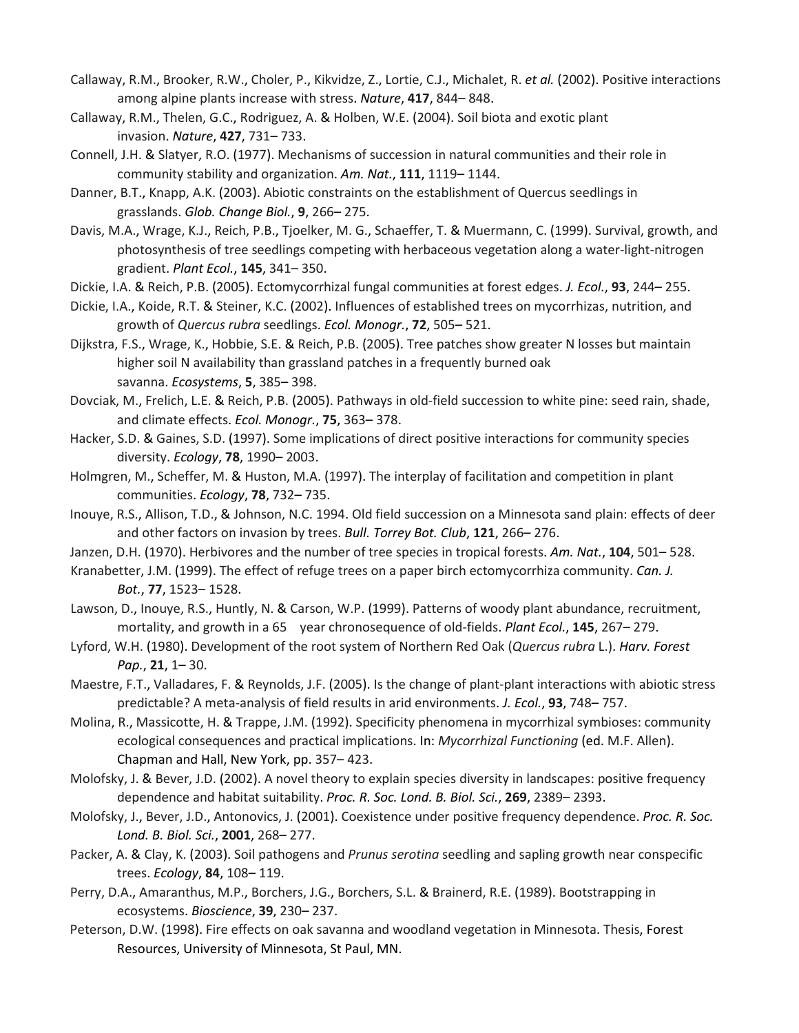Callaway, R.M., Brooker, R.W., Choler, P., Kikvidze, Z., Lortie, C.J., Michalet, R. *et al.* (2002). Positive interactions among alpine plants increase with stress. *Nature*, **417**, 844– 848.

Callaway, R.M., Thelen, G.C., Rodriguez, A. & Holben, W.E. (2004). Soil biota and exotic plant invasion. *Nature*, **427**, 731– 733.

Connell, J.H. & Slatyer, R.O. (1977). Mechanisms of succession in natural communities and their role in community stability and organization. *Am. Nat.*, **111**, 1119– 1144.

Danner, B.T., Knapp, A.K. (2003). Abiotic constraints on the establishment of Quercus seedlings in grasslands. *Glob. Change Biol.*, **9**, 266– 275.

Davis, M.A., Wrage, K.J., Reich, P.B., Tjoelker, M. G., Schaeffer, T. & Muermann, C. (1999). Survival, growth, and photosynthesis of tree seedlings competing with herbaceous vegetation along a water-light-nitrogen gradient. *Plant Ecol.*, **145**, 341– 350.

Dickie, I.A. & Reich, P.B. (2005). Ectomycorrhizal fungal communities at forest edges. *J. Ecol.*, **93**, 244– 255.

Dickie, I.A., Koide, R.T. & Steiner, K.C. (2002). Influences of established trees on mycorrhizas, nutrition, and growth of *Quercus rubra* seedlings. *Ecol. Monogr.*, **72**, 505– 521.

Dijkstra, F.S., Wrage, K., Hobbie, S.E. & Reich, P.B. (2005). Tree patches show greater N losses but maintain higher soil N availability than grassland patches in a frequently burned oak savanna. *Ecosystems*, **5**, 385– 398.

Dovciak, M., Frelich, L.E. & Reich, P.B. (2005). Pathways in old-field succession to white pine: seed rain, shade, and climate effects. *Ecol. Monogr.*, **75**, 363– 378.

Hacker, S.D. & Gaines, S.D. (1997). Some implications of direct positive interactions for community species diversity. *Ecology*, **78**, 1990– 2003.

Holmgren, M., Scheffer, M. & Huston, M.A. (1997). The interplay of facilitation and competition in plant communities. *Ecology*, **78**, 732– 735.

Inouye, R.S., Allison, T.D., & Johnson, N.C. 1994. Old field succession on a Minnesota sand plain: effects of deer and other factors on invasion by trees. *Bull. Torrey Bot. Club*, **121**, 266– 276.

Janzen, D.H. (1970). Herbivores and the number of tree species in tropical forests. *Am. Nat.*, **104**, 501– 528.

Kranabetter, J.M. (1999). The effect of refuge trees on a paper birch ectomycorrhiza community. *Can. J. Bot.*, **77**, 1523– 1528.

Lawson, D., Inouye, R.S., Huntly, N. & Carson, W.P. (1999). Patterns of woody plant abundance, recruitment, mortality, and growth in a 65 year chronosequence of old-fields. *Plant Ecol.*, **145**, 267– 279.

Lyford, W.H. (1980). Development of the root system of Northern Red Oak (*Quercus rubra* L.). *Harv. Forest Pap.*, **21**, 1– 30.

Maestre, F.T., Valladares, F. & Reynolds, J.F. (2005). Is the change of plant-plant interactions with abiotic stress predictable? A meta-analysis of field results in arid environments. *J. Ecol.*, **93**, 748– 757.

Molina, R., Massicotte, H. & Trappe, J.M. (1992). Specificity phenomena in mycorrhizal symbioses: community ecological consequences and practical implications. In: *Mycorrhizal Functioning* (ed. M.F. Allen). Chapman and Hall, New York, pp. 357– 423.

Molofsky, J. & Bever, J.D. (2002). A novel theory to explain species diversity in landscapes: positive frequency dependence and habitat suitability. *Proc. R. Soc. Lond. B. Biol. Sci.*, **269**, 2389– 2393.

Molofsky, J., Bever, J.D., Antonovics, J. (2001). Coexistence under positive frequency dependence. *Proc. R. Soc. Lond. B. Biol. Sci.*, **2001**, 268– 277.

Packer, A. & Clay, K. (2003). Soil pathogens and *Prunus serotina* seedling and sapling growth near conspecific trees. *Ecology*, **84**, 108– 119.

Perry, D.A., Amaranthus, M.P., Borchers, J.G., Borchers, S.L. & Brainerd, R.E. (1989). Bootstrapping in ecosystems. *Bioscience*, **39**, 230– 237.

Peterson, D.W. (1998). Fire effects on oak savanna and woodland vegetation in Minnesota. Thesis, Forest Resources, University of Minnesota, St Paul, MN.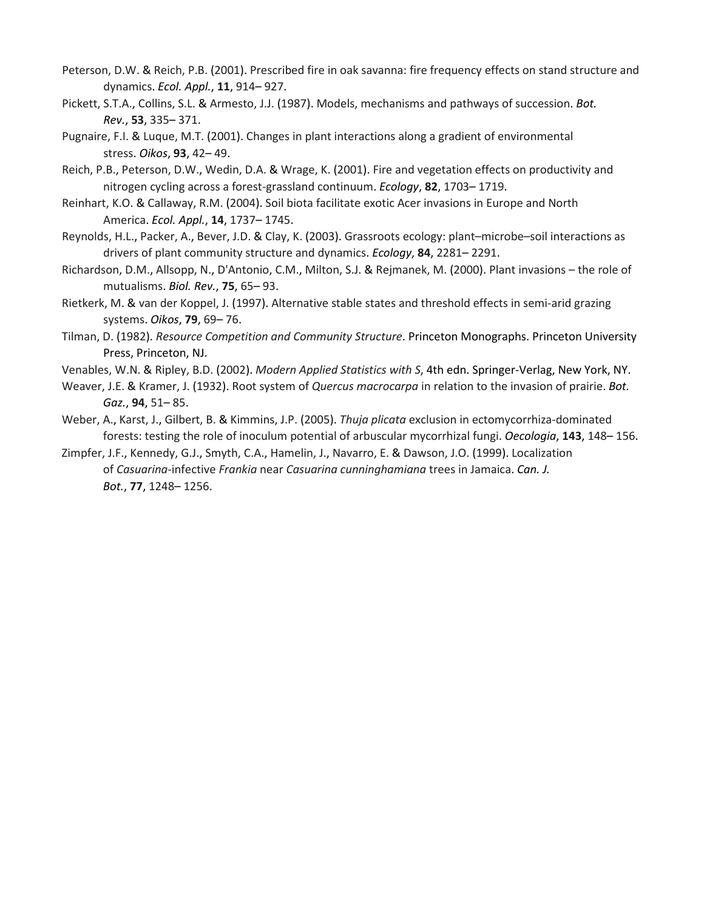Peterson, D.W. & Reich, P.B. (2001). Prescribed fire in oak savanna: fire frequency effects on stand structure and dynamics. *Ecol. Appl.*, **11**, 914– 927.

Pickett, S.T.A., Collins, S.L. & Armesto, J.J. (1987). Models, mechanisms and pathways of succession. *Bot. Rev.*, **53**, 335– 371.

Pugnaire, F.I. & Luque, M.T. (2001). Changes in plant interactions along a gradient of environmental stress. *Oikos*, **93**, 42– 49.

Reich, P.B., Peterson, D.W., Wedin, D.A. & Wrage, K. (2001). Fire and vegetation effects on productivity and nitrogen cycling across a forest-grassland continuum. *Ecology*, **82**, 1703– 1719.

Reinhart, K.O. & Callaway, R.M. (2004). Soil biota facilitate exotic Acer invasions in Europe and North America. *Ecol. Appl.*, **14**, 1737– 1745.

Reynolds, H.L., Packer, A., Bever, J.D. & Clay, K. (2003). Grassroots ecology: plant–microbe–soil interactions as drivers of plant community structure and dynamics. *Ecology*, **84**, 2281– 2291.

Richardson, D.M., Allsopp, N., D'Antonio, C.M., Milton, S.J. & Rejmanek, M. (2000). Plant invasions – the role of mutualisms. *Biol. Rev.*, **75**, 65– 93.

Rietkerk, M. & van der Koppel, J. (1997). Alternative stable states and threshold effects in semi-arid grazing systems. *Oikos*, **79**, 69– 76.

Tilman, D. (1982). *Resource Competition and Community Structure*. Princeton Monographs. Princeton University Press, Princeton, NJ.

Venables, W.N. & Ripley, B.D. (2002). *Modern Applied Statistics with S*, 4th edn. Springer-Verlag, New York, NY.

Weaver, J.E. & Kramer, J. (1932). Root system of *Quercus macrocarpa* in relation to the invasion of prairie. *Bot. Gaz.*, **94**, 51– 85.

Weber, A., Karst, J., Gilbert, B. & Kimmins, J.P. (2005). *Thuja plicata* exclusion in ectomycorrhiza-dominated forests: testing the role of inoculum potential of arbuscular mycorrhizal fungi. *Oecologia*, **143**, 148– 156.

Zimpfer, J.F., Kennedy, G.J., Smyth, C.A., Hamelin, J., Navarro, E. & Dawson, J.O. (1999). Localization of *Casuarina*-infective *Frankia* near *Casuarina cunninghamiana* trees in Jamaica. *Can. J. Bot.*, **77**, 1248– 1256.